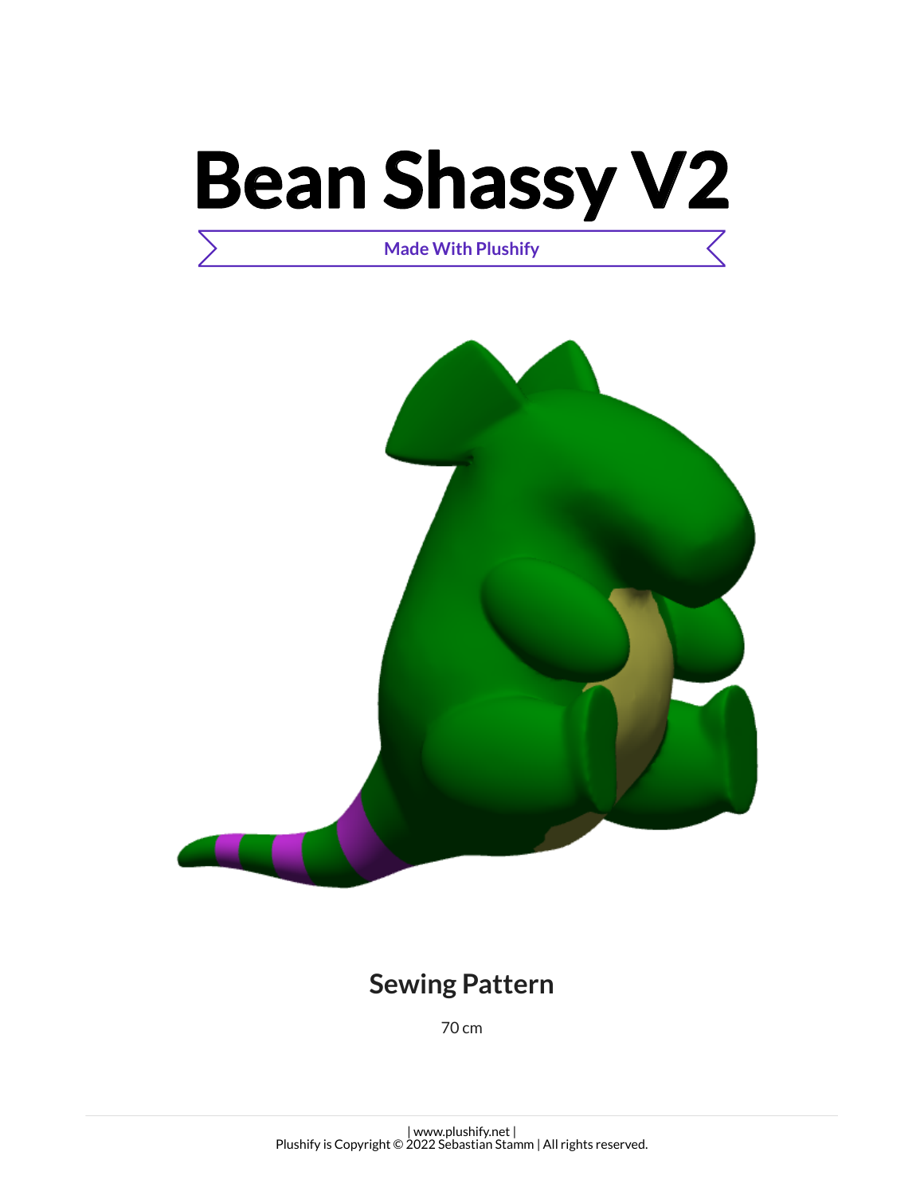# Bean Shassy V2

Made With Plushify

## Sewing Pattern

70 cm

| www.plushify.net |
Plushify is Copyright © 2022 Sebastian Stamm | All rights reserved.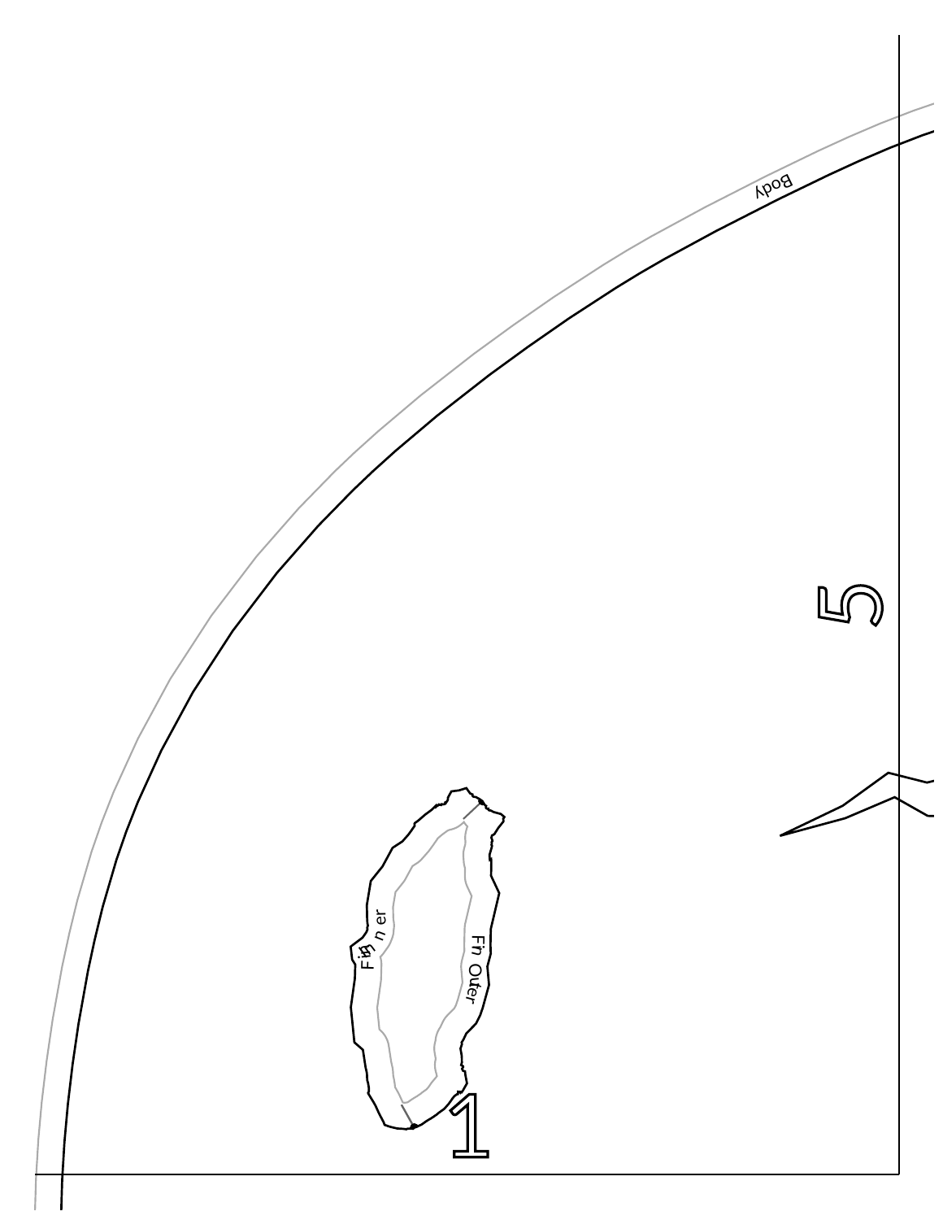Body

5

Fin Inner

Fin Outer

1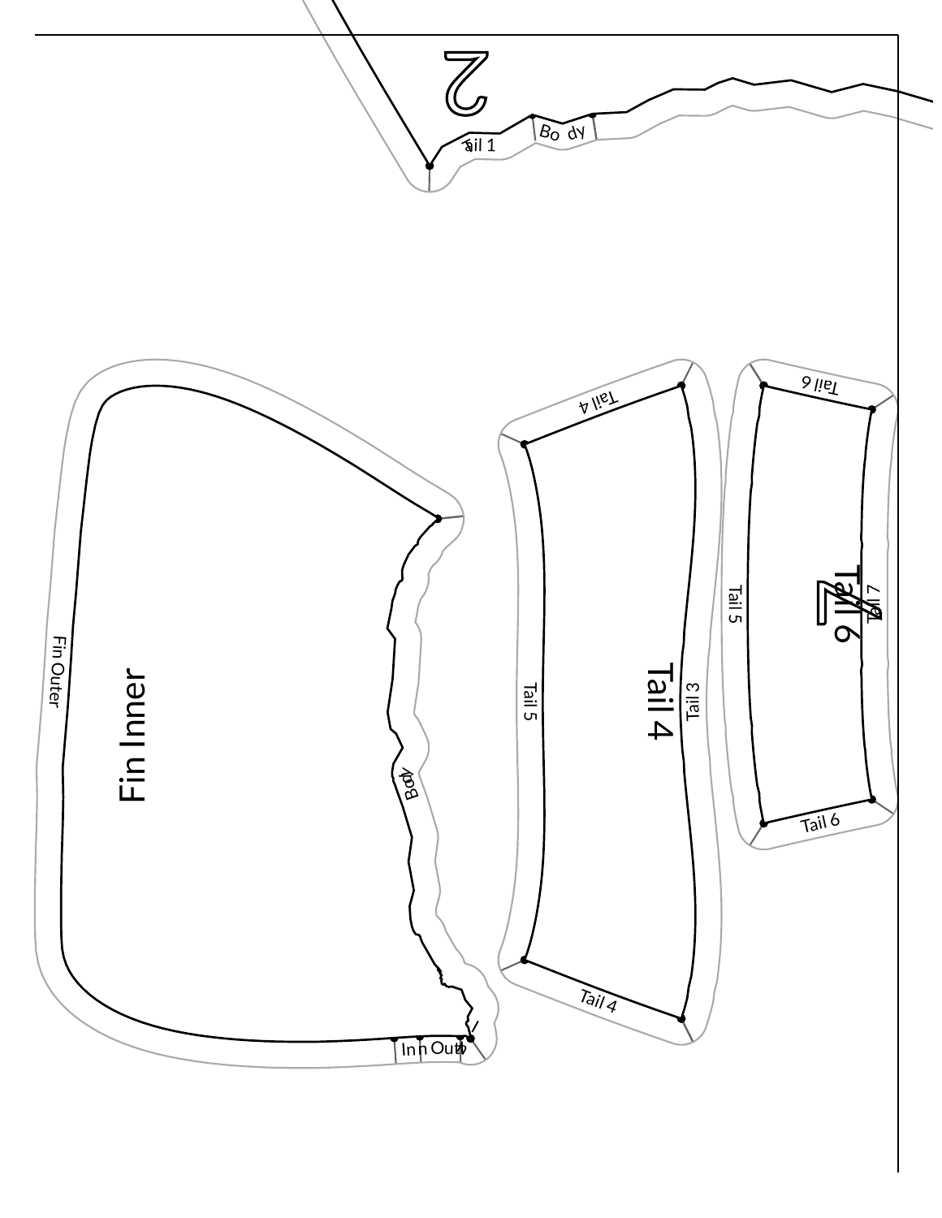2

Tail 1

Body

Fin Inner

Fin Outer

Body

Inn

Out

4

Tail 4

Tail 4

Tail 5

Tail 3

Tail 4

Tail 6

Tail 6

Tail 5

Tail 7

Tail 6

7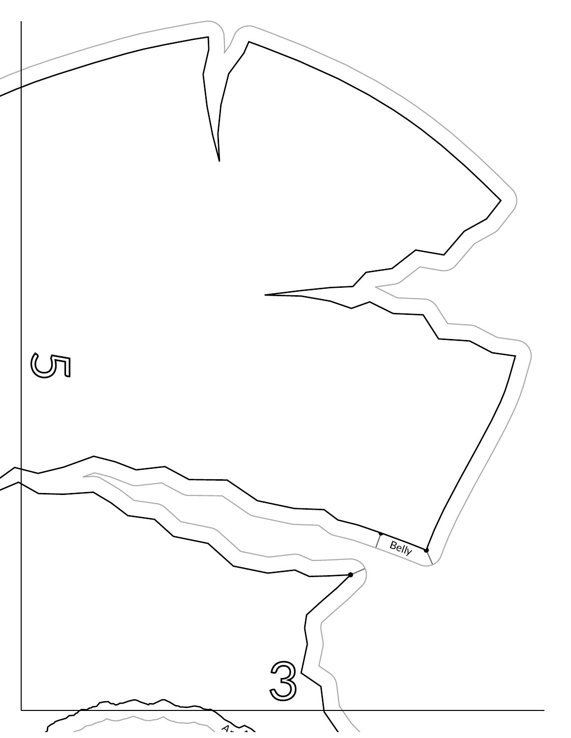5

Belly

3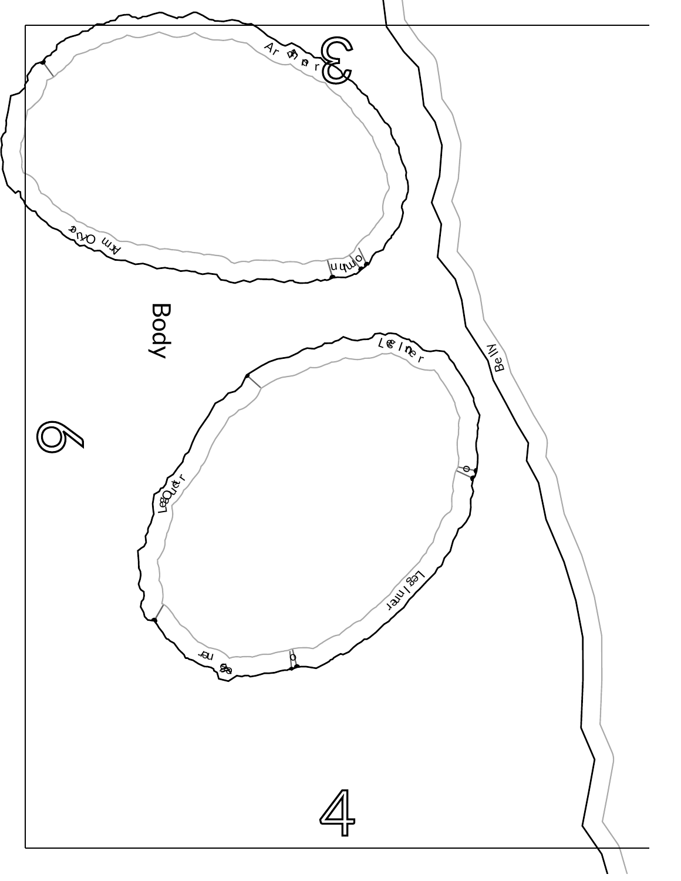Body

Belly

Arm Outer

Arm Inner

Leg Outer

Leg Inner

Leg Inner

3

6

4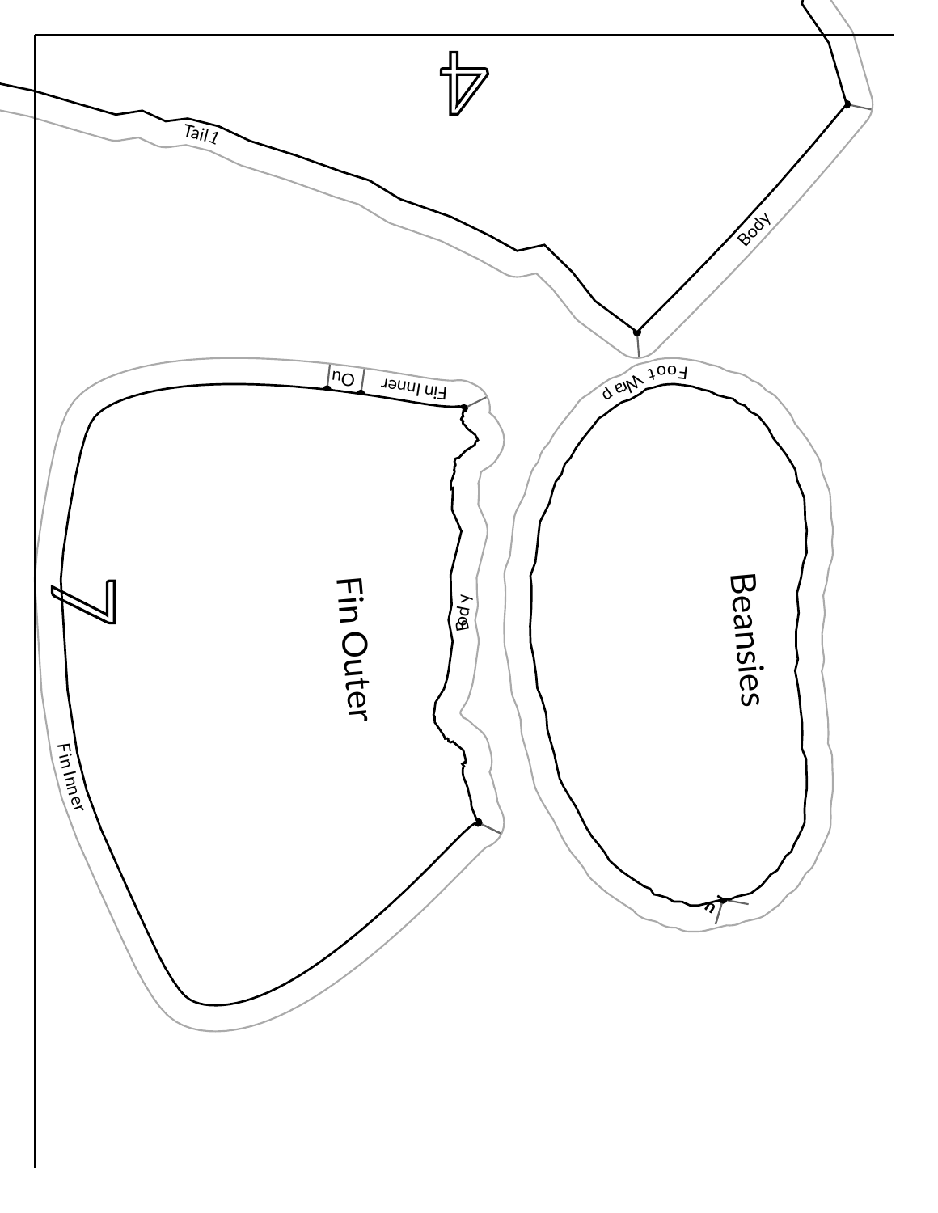4

Tail 1

Body

Fin Inner

Ou

Foot Wra p

Fin Outer

Body

Beansies

7

Fin Inner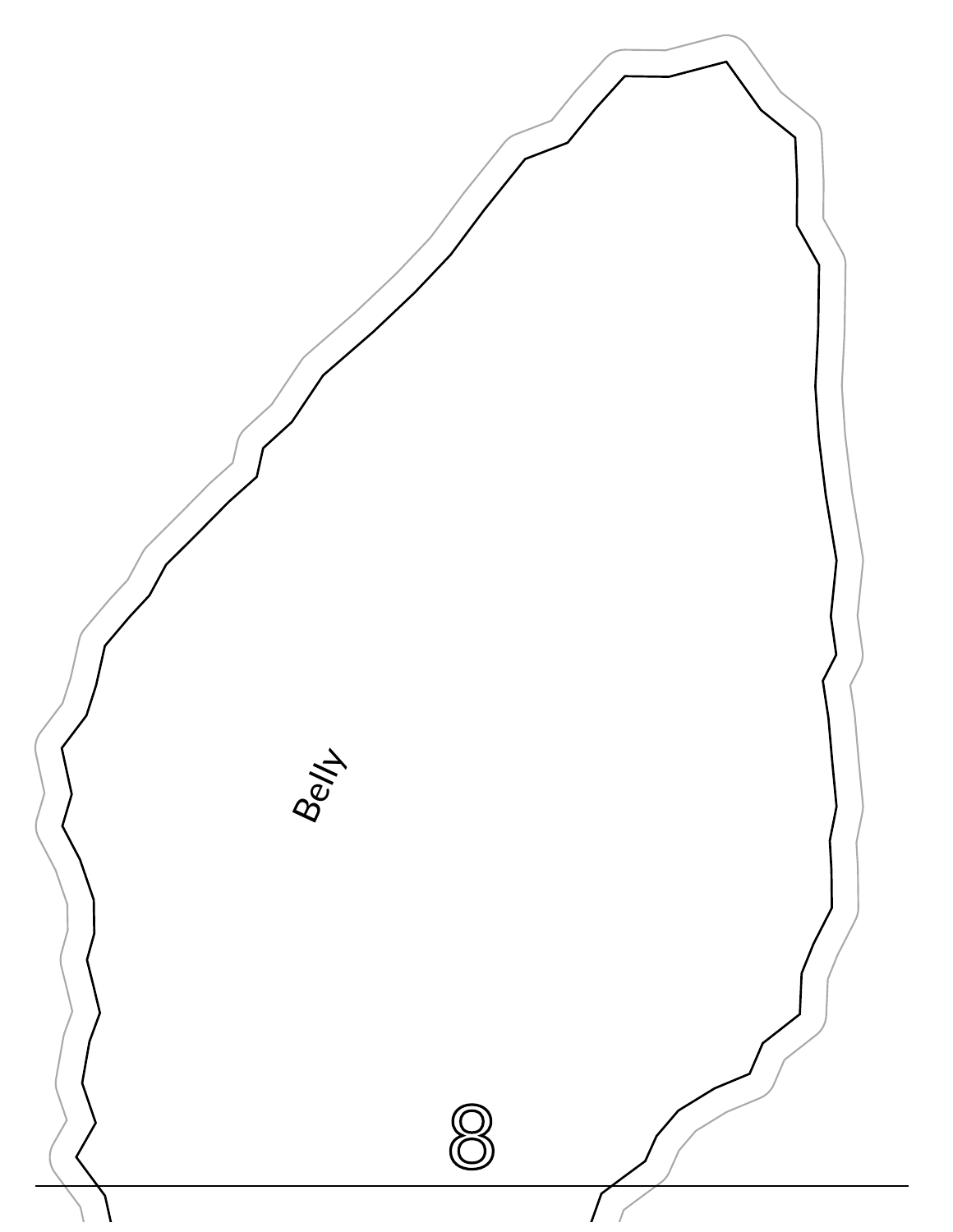Belly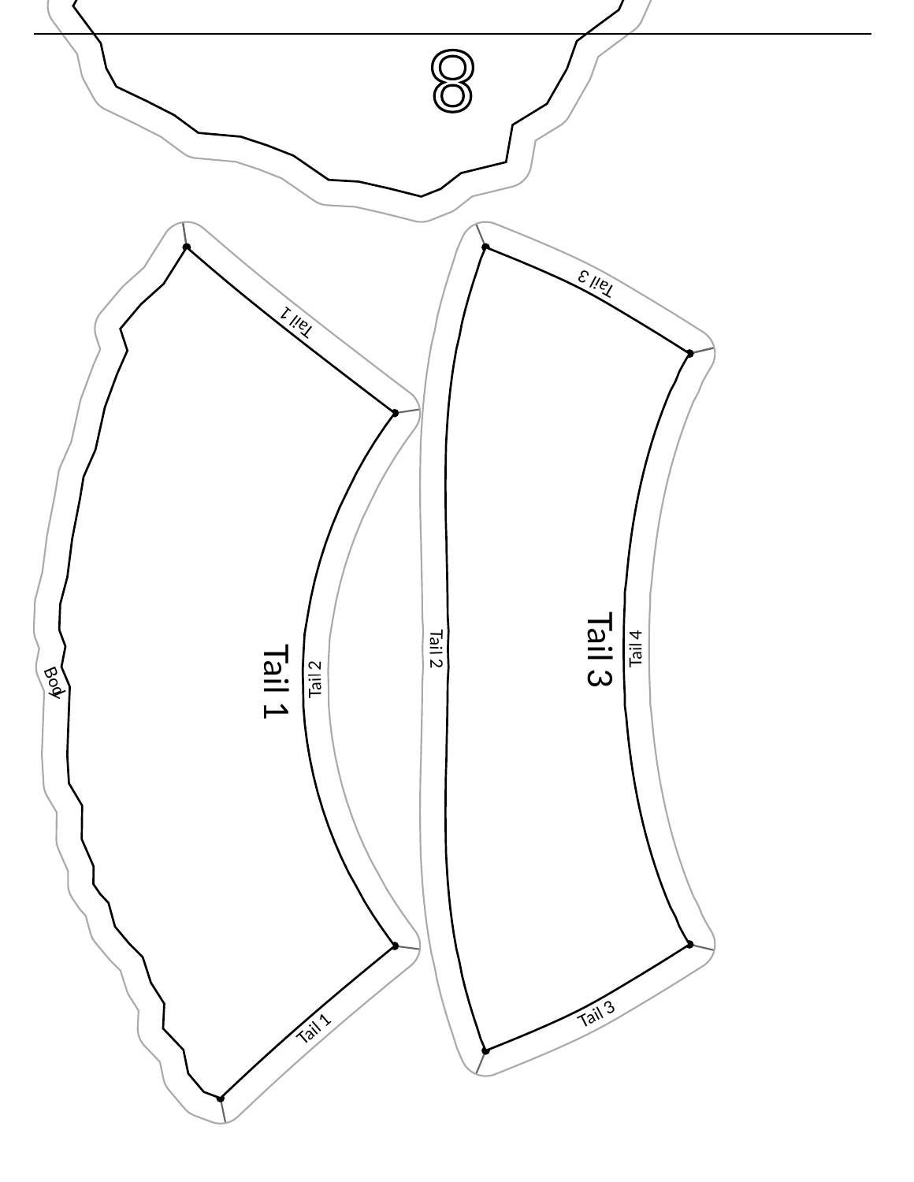8

Tail 1

Tail 1

Tail 2

Body

Tail 1

Tail 3

Tail 3

Tail 2

Tail 4

Tail 3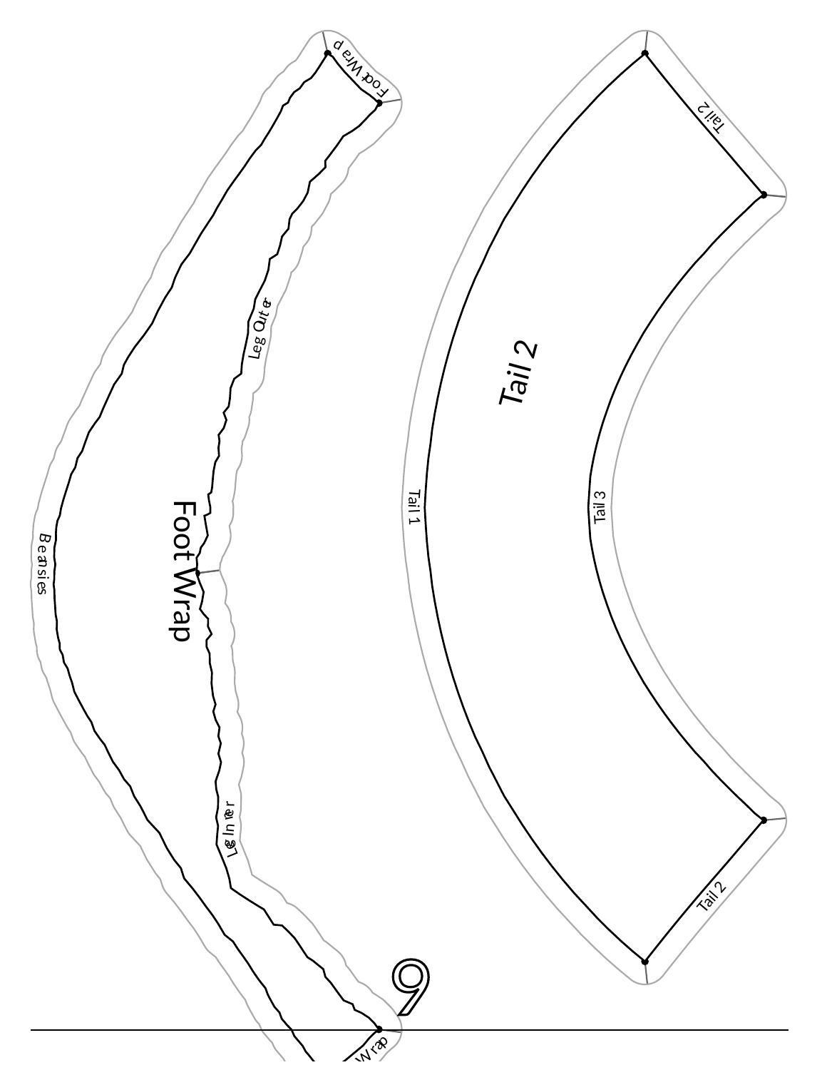Foot Wrap

Foot Wrap

Leg Outer

Beansies

Leg Inner

Wrap

9

Tail 2

Tail 2

Tail 1

Tail 3

Tail 2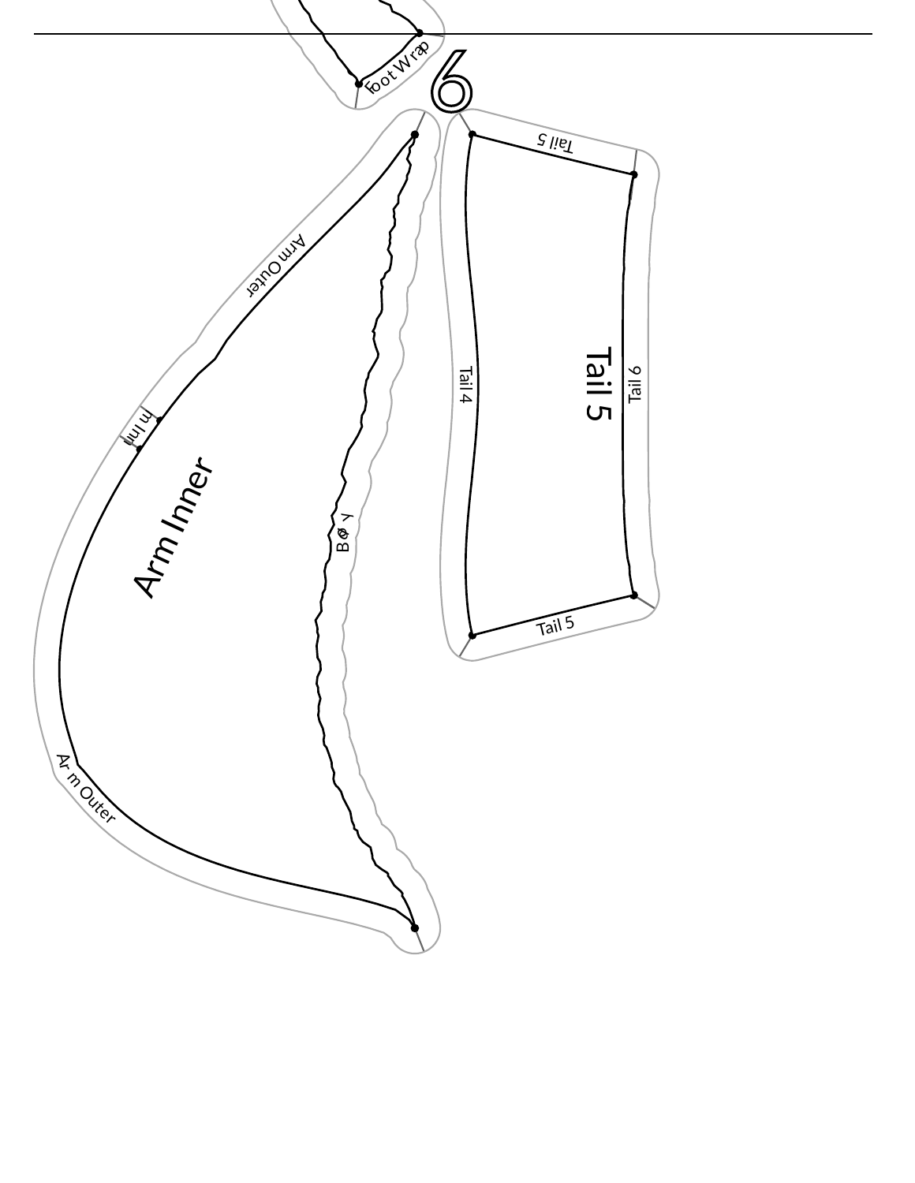Foot Wrap

6

Tail 5

Arm Outer

Tail 4

Tail 5

Tail 6

Arm Inn

Arm Inner

Body

Tail 5

Arm Outer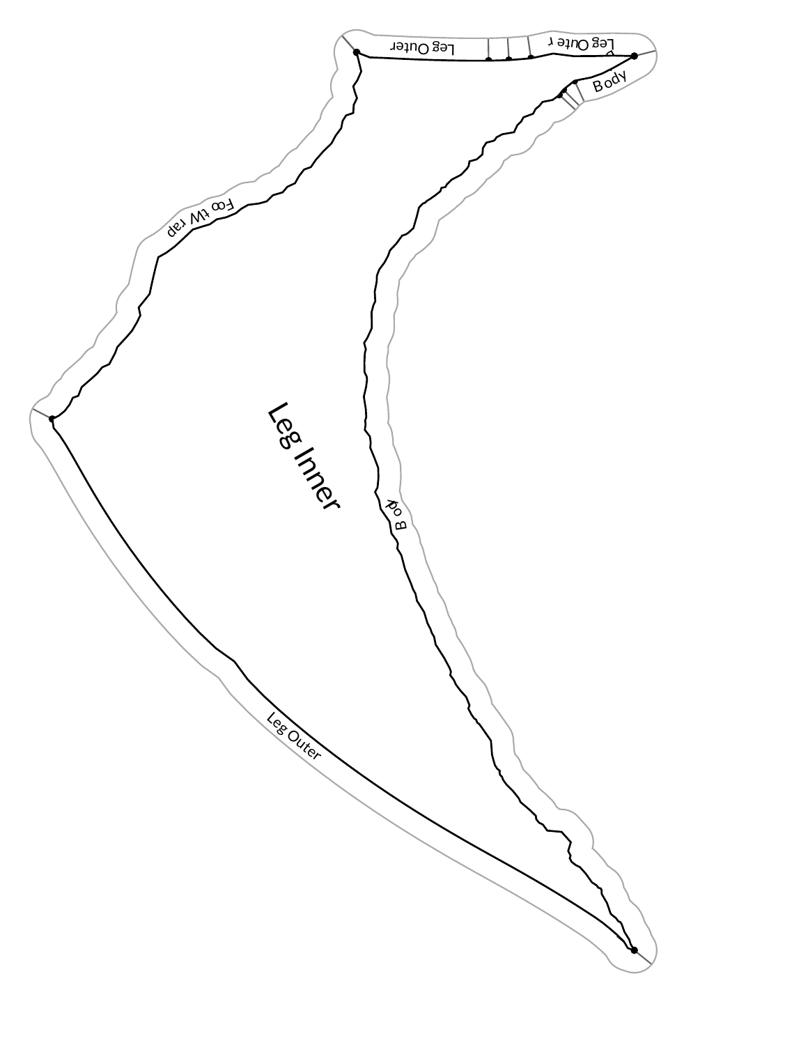Leg Outer

Leg Outer

Body

Foot Wrap

Leg Inner

Body

Leg Outer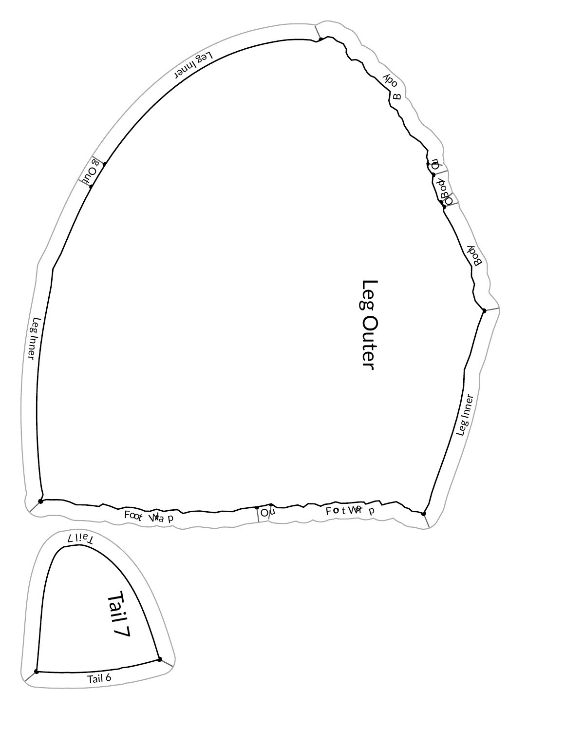Leg Outer

Leg Inner

Leg Out

Leg Inner

Body

Out

Body

Out

Body

Leg Inner

Foot Wrap

Out

Foot Wrap

Tail 7

Tail 7

Tail 6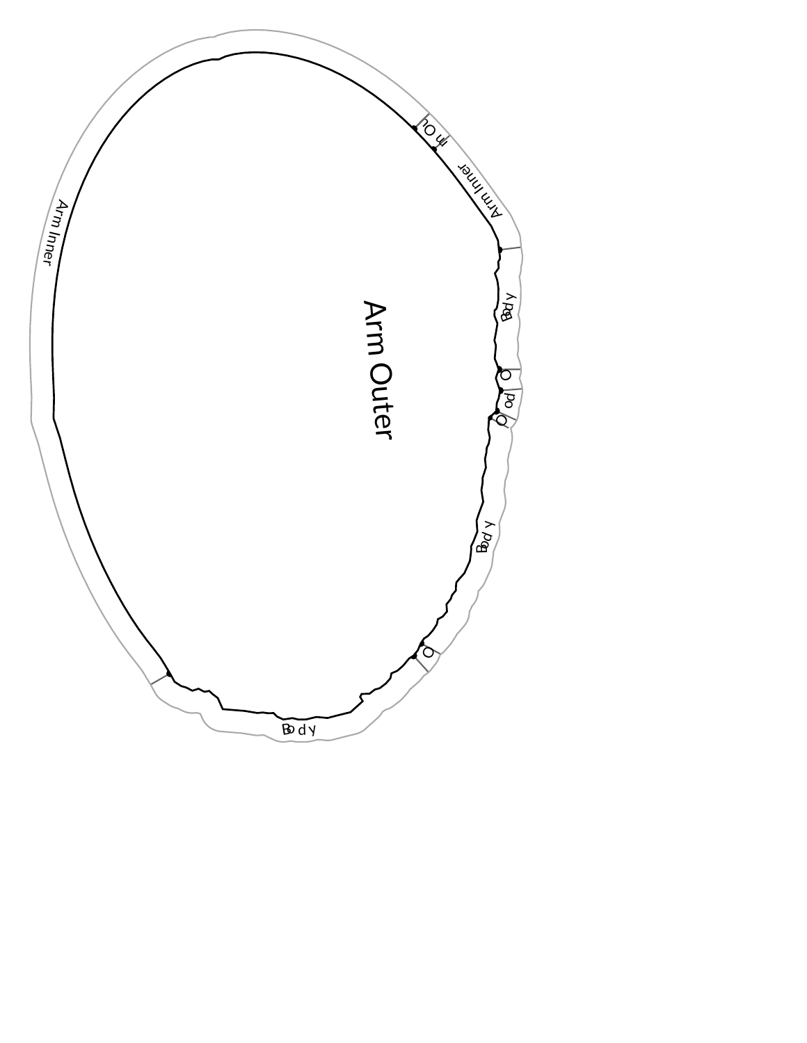Arm Outer

Arm Inner

Arm Inner

Body

Body

Body